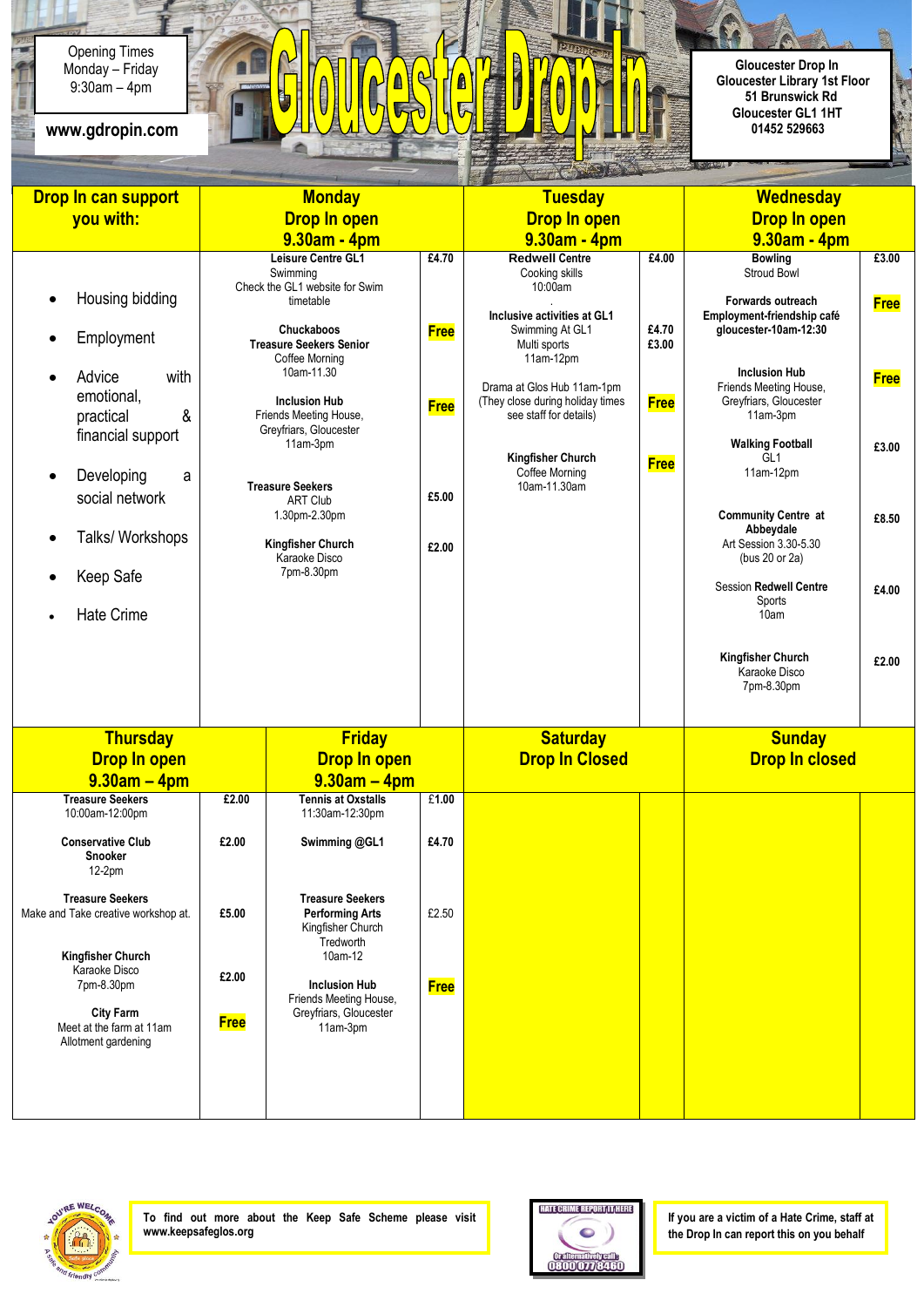Opening Times
Monday – Friday
9:30am – 4pm

www.gdropin.com

# Gloucester Drop In

**Gloucester Drop In**
**Gloucester Library 1st Floor**
**51 Brunswick Rd**
**Gloucester GL1 1HT**
**01452 529663**

| Drop In can support you with: | Monday Drop In open 9.30am - 4pm | | Tuesday Drop In open 9.30am - 4pm | | Wednesday Drop In open 9.30am - 4pm | |
|---|---|---|---|---|---|---|
| • Housing bidding<br>• Employment<br>• Advice with emotional, practical & financial support<br>• Developing a social network<br>• Talks/ Workshops<br>• Keep Safe<br>• Hate Crime | **Leisure Centre GL1**<br>Swimming<br>Check the GL1 website for Swim timetable | £4.70 | **Redwell Centre**<br>Cooking skills<br>10:00am | £4.00 | **Bowling**<br>Stroud Bowl | £3.00 |
| | **Chuckaboos**<br>**Treasure Seekers Senior**<br>Coffee Morning<br>10am-11.30 | **Free** | **Inclusive activities at GL1**<br>Swimming At GL1<br>Multi sports<br>11am-12pm | £4.70<br>£3.00 | **Forwards outreach**<br>**Employment-friendship café**<br>**gloucester-10am-12:30** | **Free** |
| | **Inclusion Hub**<br>Friends Meeting House, Greyfriars, Gloucester<br>11am-3pm | **Free** | Drama at Glos Hub 11am-1pm<br>(They close during holiday times see staff for details) | **Free** | **Inclusion Hub**<br>Friends Meeting House, Greyfriars, Gloucester<br>11am-3pm | **Free** |
| | **Treasure Seekers**<br>ART Club<br>1.30pm-2.30pm | £5.00 | **Kingfisher Church**<br>Coffee Morning<br>10am-11.30am | **Free** | **Walking Football**<br>GL1<br>11am-12pm | £3.00 |
| | **Kingfisher Church**<br>Karaoke Disco<br>7pm-8.30pm | £2.00 | | | **Community Centre at Abbeydale**<br>Art Session 3.30-5.30<br>(bus 20 or 2a) | £8.50 |
| | | | | | Session **Redwell Centre**<br>Sports<br>10am | £4.00 |
| | | | | | **Kingfisher Church**<br>Karaoke Disco<br>7pm-8.30pm | £2.00 |

| Thursday Drop In open 9.30am – 4pm | | Friday Drop In open 9.30am – 4pm | | Saturday Drop In Closed | | Sunday Drop In closed | |
|---|---|---|---|---|---|---|---|
| **Treasure Seekers**<br>10:00am-12:00pm | £2.00 | **Tennis at Oxstalls**<br>11:30am-12:30pm | £1.00 | | | | |
| **Conservative Club**<br>**Snooker**<br>12-2pm | £2.00 | **Swimming @GL1** | £4.70 | | | | |
| **Treasure Seekers**<br>Make and Take creative workshop at. | £5.00 | **Treasure Seekers**<br>**Performing Arts**<br>Kingfisher Church<br>Tredworth<br>10am-12 | £2.50 | | | | |
| **Kingfisher Church**<br>Karaoke Disco<br>7pm-8.30pm | £2.00 | **Inclusion Hub**<br>Friends Meeting House, Greyfriars, Gloucester<br>11am-3pm | **Free** | | | | |
| **City Farm**<br>Meet at the farm at 11am<br>Allotment gardening | **Free** | | | | | | |

**To find out more about the Keep Safe Scheme please visit www.keepsafeglos.org**

HATE CRIME REPORT IT HERE
Or alternatively call: 0800 077 8460

**If you are a victim of a Hate Crime, staff at the Drop In can report this on you behalf**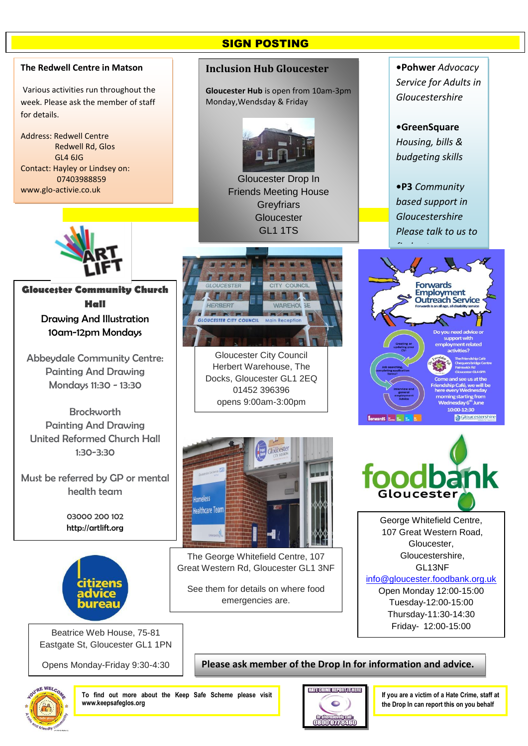# SIGN POSTING

## The Redwell Centre in Matson

Various activities run throughout the week. Please ask the member of staff for details.

Address: Redwell Centre
Redwell Rd, Glos
GL4 6JG
Contact: Hayley or Lindsey on:
07403988859
www.glo-activie.co.uk

## Inclusion Hub Gloucester

**Gloucester Hub** is open from 10am-3pm Monday,Wendsday & Friday

Gloucester Drop In
Friends Meeting House
Greyfriars
Gloucester
GL1 1TS

- **Pohwer** *Advocacy Service for Adults in Gloucestershire*
- **GreenSquare** *Housing, bills & budgeting skills*
- **P3** *Community based support in Gloucestershire*

*Please talk to us to*

## ART LIFT

**Gloucester Community Church Hall**
Drawing And Illustration
10am-12pm Mondays

Abbeydale Community Centre:
Painting And Drawing
Mondays 11:30 - 13:30

Brockworth
Painting And Drawing
United Reformed Church Hall
1:30-3:30

Must be referred by GP or mental health team

03000 200 102
http://artlift.org

## Gloucester City Council

Gloucester City Council
Herbert Warehouse, The Docks, Gloucester GL1 2EQ
01452 396396
opens 9:00am-3:00pm

## Forwards Employment Outreach Service

Forwards is an all age, all disability service

Do you need advice or support with employment related activities?

- Creating or updating your CV?
- Job searching, completing application forms?
- Interview and general employment Advice

The Friendship Café, Chequers bridge Centre, Painswick Rd, Gloucester GL4 6PR

Come and see us at the Friendship Café, we will be here every Wednesday morning starting from Wednesday 6th June
10:00-12:30

## Homeless Healthcare Team

The George Whitefield Centre, 107 Great Western Rd, Gloucester GL1 3NF

See them for details on where food emergencies are.

## foodbank Gloucester

George Whitefield Centre,
107 Great Western Road,
Gloucester,
Gloucestershire,
GL13NF
info@gloucester.foodbank.org.uk
Open Monday 12:00-15:00
Tuesday-12:00-15:00
Thursday-11:30-14:30
Friday- 12:00-15:00

## citizens advice bureau

Beatrice Web House, 75-81 Eastgate St, Gloucester GL1 1PN

Opens Monday-Friday 9:30-4:30

**Please ask member of the Drop In for information and advice.**

**To find out more about the Keep Safe Scheme please visit www.keepsafeglos.org**

HATE CRIME REPORT IT HERE
Or alternatively call: 0800 077 8460

**If you are a victim of a Hate Crime, staff at the Drop In can report this on you behalf**